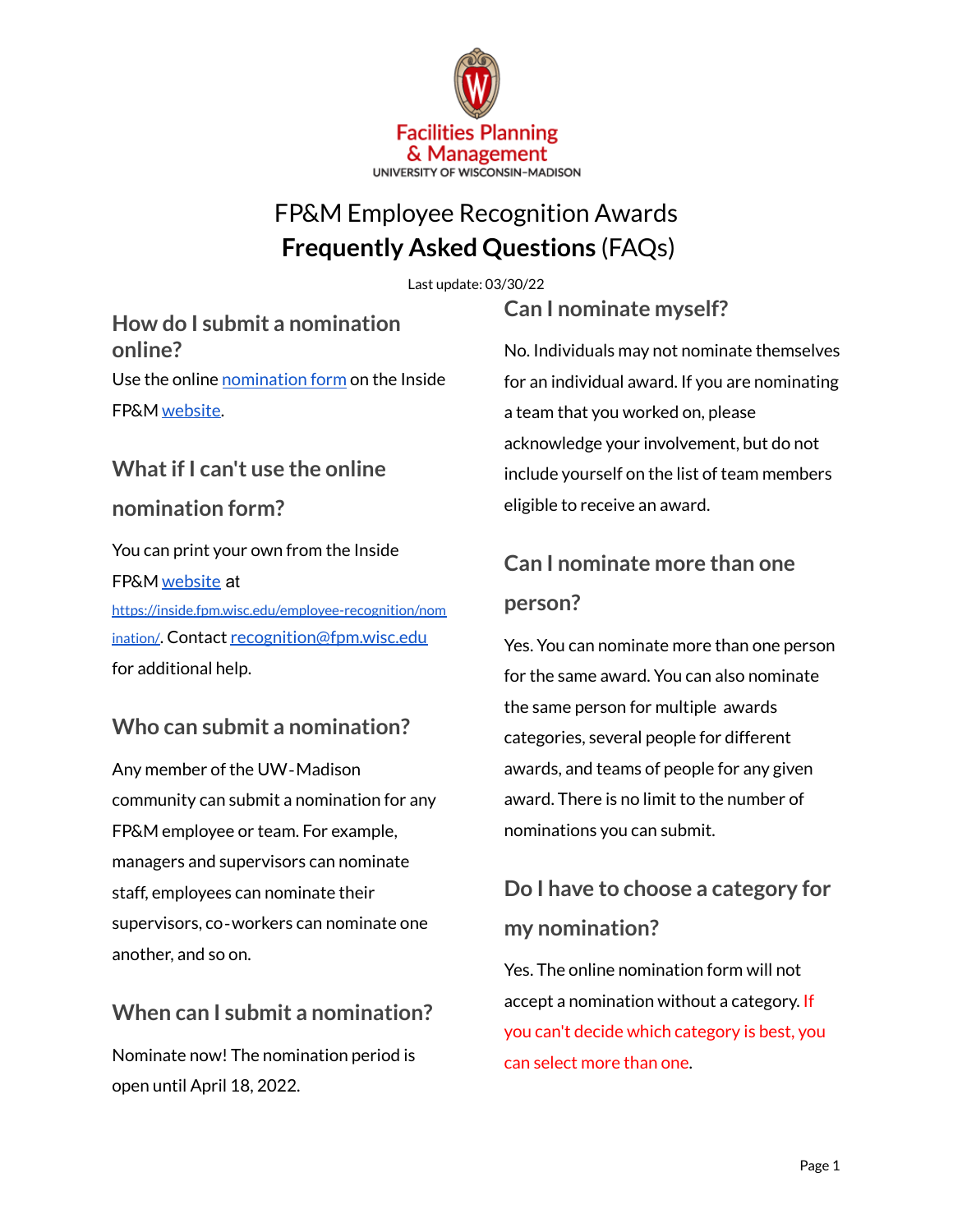Facilities Planning & Management
UNIVERSITY OF WISCONSIN–MADISON

# FP&M Employee Recognition Awards
# **Frequently Asked Questions** (FAQs)

Last update: 03/30/22

## How do I submit a nomination online?

Use the online nomination form on the Inside FP&M website.

## What if I can't use the online nomination form?

You can print your own from the Inside FP&M website at https://inside.fpm.wisc.edu/employee-recognition/nomination/. Contact recognition@fpm.wisc.edu for additional help.

## Who can submit a nomination?

Any member of the UW-Madison community can submit a nomination for any FP&M employee or team. For example, managers and supervisors can nominate staff, employees can nominate their supervisors, co-workers can nominate one another, and so on.

## When can I submit a nomination?

Nominate now! The nomination period is open until April 18, 2022.

## Can I nominate myself?

No. Individuals may not nominate themselves for an individual award. If you are nominating a team that you worked on, please acknowledge your involvement, but do not include yourself on the list of team members eligible to receive an award.

## Can I nominate more than one person?

Yes. You can nominate more than one person for the same award. You can also nominate the same person for multiple awards categories, several people for different awards, and teams of people for any given award. There is no limit to the number of nominations you can submit.

## Do I have to choose a category for my nomination?

Yes. The online nomination form will not accept a nomination without a category. If you can't decide which category is best, you can select more than one.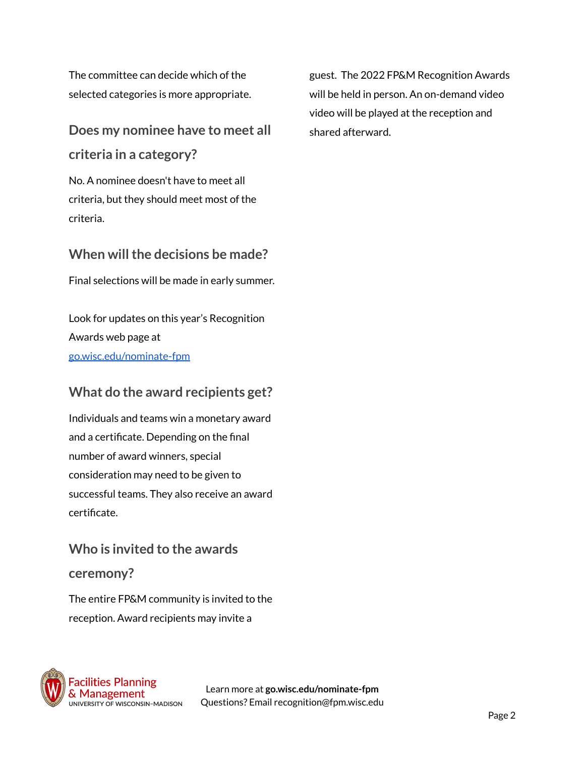The committee can decide which of the selected categories is more appropriate.

## Does my nominee have to meet all criteria in a category?

No. A nominee doesn't have to meet all criteria, but they should meet most of the criteria.

## When will the decisions be made?

Final selections will be made in early summer.

Look for updates on this year's Recognition Awards web page at [go.wisc.edu/nominate-fpm](go.wisc.edu/nominate-fpm)

## What do the award recipients get?

Individuals and teams win a monetary award and a certificate. Depending on the final number of award winners, special consideration may need to be given to successful teams. They also receive an award certificate.

## Who is invited to the awards ceremony?

The entire FP&M community is invited to the reception. Award recipients may invite a guest. The 2022 FP&M Recognition Awards will be held in person. An on-demand video video will be played at the reception and shared afterward.

Facilities Planning & Management
UNIVERSITY OF WISCONSIN–MADISON

Learn more at **go.wisc.edu/nominate-fpm**
Questions? Email recognition@fpm.wisc.edu